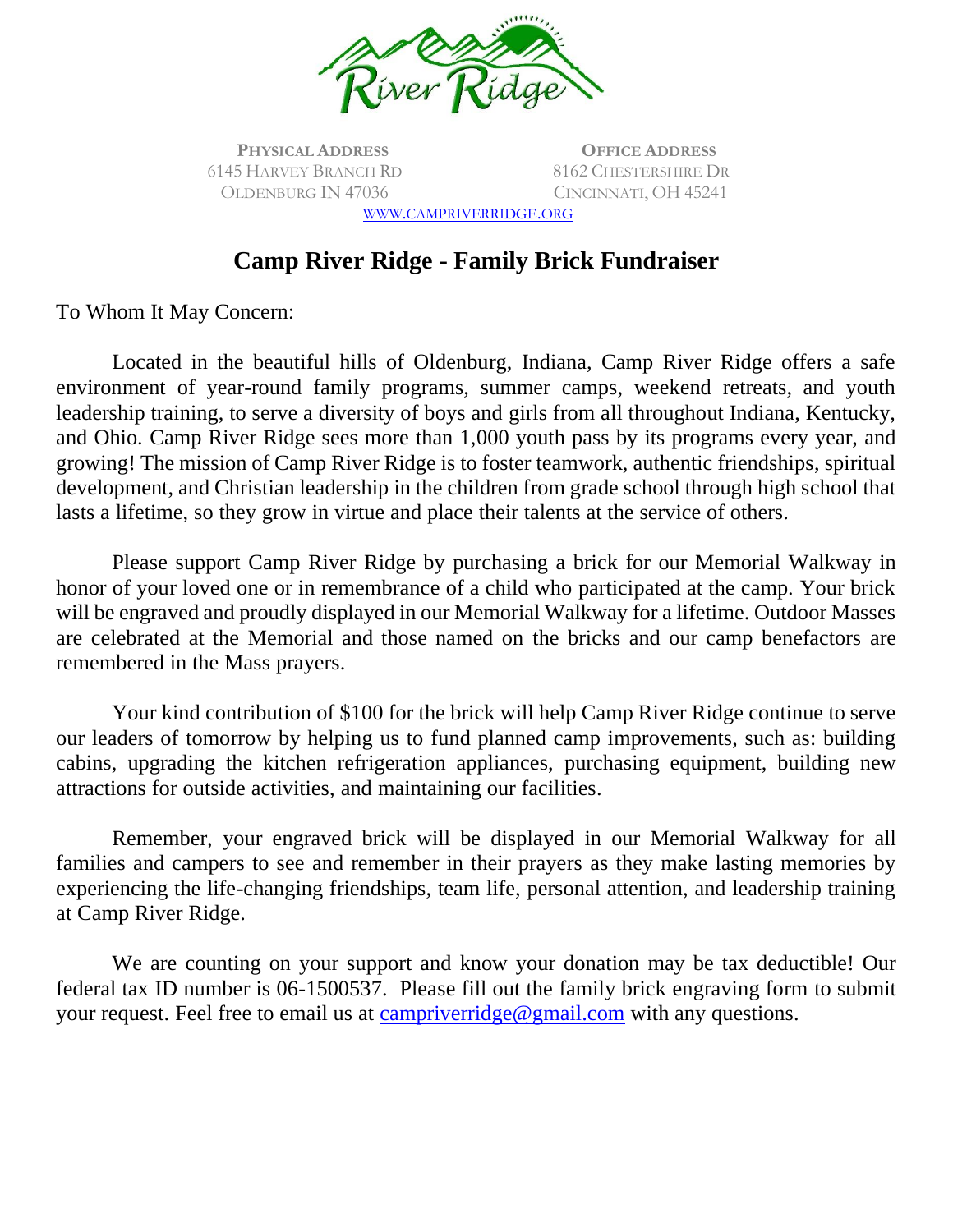River Ridge

**PHYSICAL ADDRESS**
6145 HARVEY BRANCH RD
OLDENBURG IN 47036

**OFFICE ADDRESS**
8162 CHESTERSHIRE DR
CINCINNATI, OH 45241

WWW.CAMPRIVERRIDGE.ORG

## Camp River Ridge - Family Brick Fundraiser

To Whom It May Concern:

Located in the beautiful hills of Oldenburg, Indiana, Camp River Ridge offers a safe environment of year-round family programs, summer camps, weekend retreats, and youth leadership training, to serve a diversity of boys and girls from all throughout Indiana, Kentucky, and Ohio. Camp River Ridge sees more than 1,000 youth pass by its programs every year, and growing! The mission of Camp River Ridge is to foster teamwork, authentic friendships, spiritual development, and Christian leadership in the children from grade school through high school that lasts a lifetime, so they grow in virtue and place their talents at the service of others.

Please support Camp River Ridge by purchasing a brick for our Memorial Walkway in honor of your loved one or in remembrance of a child who participated at the camp. Your brick will be engraved and proudly displayed in our Memorial Walkway for a lifetime. Outdoor Masses are celebrated at the Memorial and those named on the bricks and our camp benefactors are remembered in the Mass prayers.

Your kind contribution of $100 for the brick will help Camp River Ridge continue to serve our leaders of tomorrow by helping us to fund planned camp improvements, such as: building cabins, upgrading the kitchen refrigeration appliances, purchasing equipment, building new attractions for outside activities, and maintaining our facilities.

Remember, your engraved brick will be displayed in our Memorial Walkway for all families and campers to see and remember in their prayers as they make lasting memories by experiencing the life-changing friendships, team life, personal attention, and leadership training at Camp River Ridge.

We are counting on your support and know your donation may be tax deductible! Our federal tax ID number is 06-1500537. Please fill out the family brick engraving form to submit your request. Feel free to email us at campriverridge@gmail.com with any questions.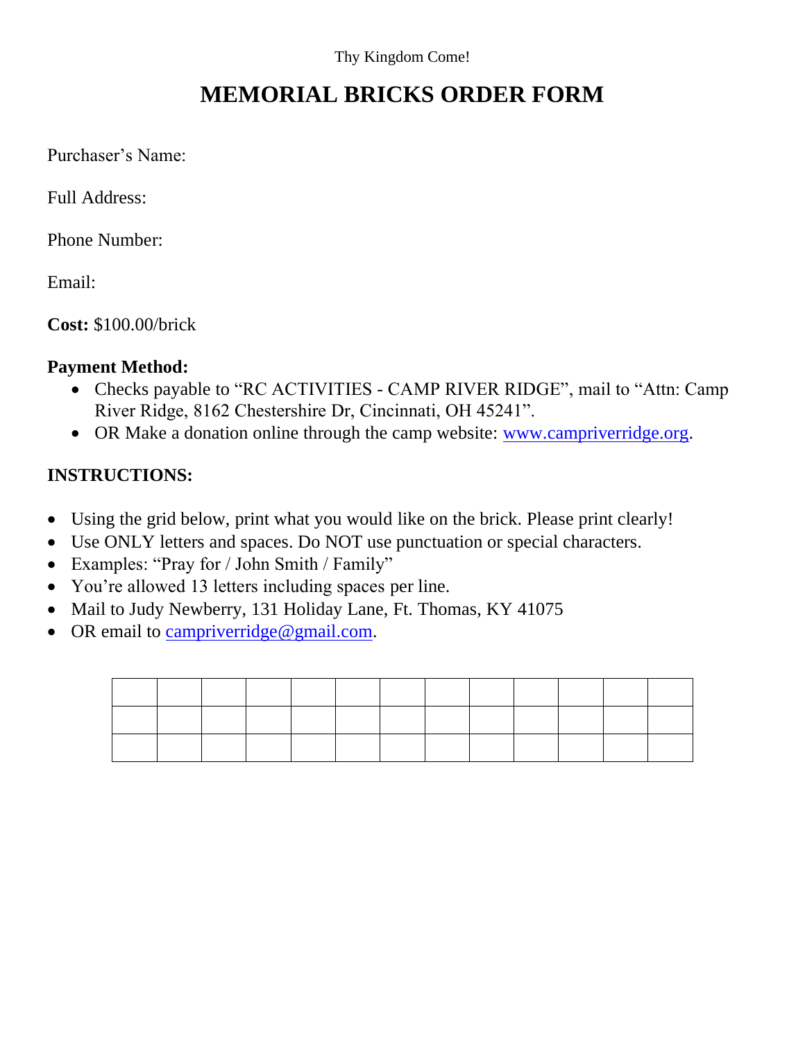Thy Kingdom Come!

# MEMORIAL BRICKS ORDER FORM

Purchaser's Name:

Full Address:

Phone Number:

Email:

**Cost:** $100.00/brick

**Payment Method:**

- Checks payable to "RC ACTIVITIES - CAMP RIVER RIDGE", mail to "Attn: Camp River Ridge, 8162 Chestershire Dr, Cincinnati, OH 45241".
- OR Make a donation online through the camp website: www.campriverridge.org.

**INSTRUCTIONS:**

- Using the grid below, print what you would like on the brick. Please print clearly!
- Use ONLY letters and spaces. Do NOT use punctuation or special characters.
- Examples: "Pray for / John Smith / Family"
- You're allowed 13 letters including spaces per line.
- Mail to Judy Newberry, 131 Holiday Lane, Ft. Thomas, KY 41075
- OR email to campriverridge@gmail.com.

| | | | | | | | | | | | | |
|---|---|---|---|---|---|---|---|---|---|---|---|---|
| | | | | | | | | | | | | |
| | | | | | | | | | | | | |
| | | | | | | | | | | | | |